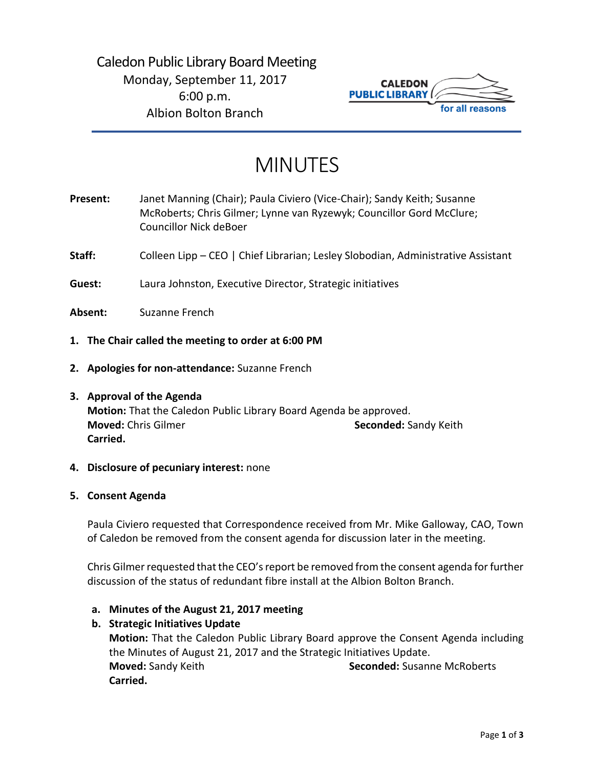Caledon Public Library Board Meeting
Monday, September 11, 2017
6:00 p.m.
Albion Bolton Branch

# MINUTES

**Present:** Janet Manning (Chair); Paula Civiero (Vice-Chair); Sandy Keith; Susanne McRoberts; Chris Gilmer; Lynne van Ryzewyk; Councillor Gord McClure; Councillor Nick deBoer

**Staff:** Colleen Lipp – CEO | Chief Librarian; Lesley Slobodian, Administrative Assistant

**Guest:** Laura Johnston, Executive Director, Strategic initiatives

**Absent:** Suzanne French

1. **The Chair called the meeting to order at 6:00 PM**

2. **Apologies for non-attendance:** Suzanne French

3. **Approval of the Agenda**
   **Motion:** That the Caledon Public Library Board Agenda be approved.
   **Moved:** Chris Gilmer **Seconded:** Sandy Keith
   **Carried.**

4. **Disclosure of pecuniary interest:** none

5. **Consent Agenda**

   Paula Civiero requested that Correspondence received from Mr. Mike Galloway, CAO, Town of Caledon be removed from the consent agenda for discussion later in the meeting.

   Chris Gilmer requested that the CEO's report be removed from the consent agenda for further discussion of the status of redundant fibre install at the Albion Bolton Branch.

   a. **Minutes of the August 21, 2017 meeting**
   b. **Strategic Initiatives Update**
      **Motion:** That the Caledon Public Library Board approve the Consent Agenda including the Minutes of August 21, 2017 and the Strategic Initiatives Update.
      **Moved:** Sandy Keith **Seconded:** Susanne McRoberts
      **Carried.**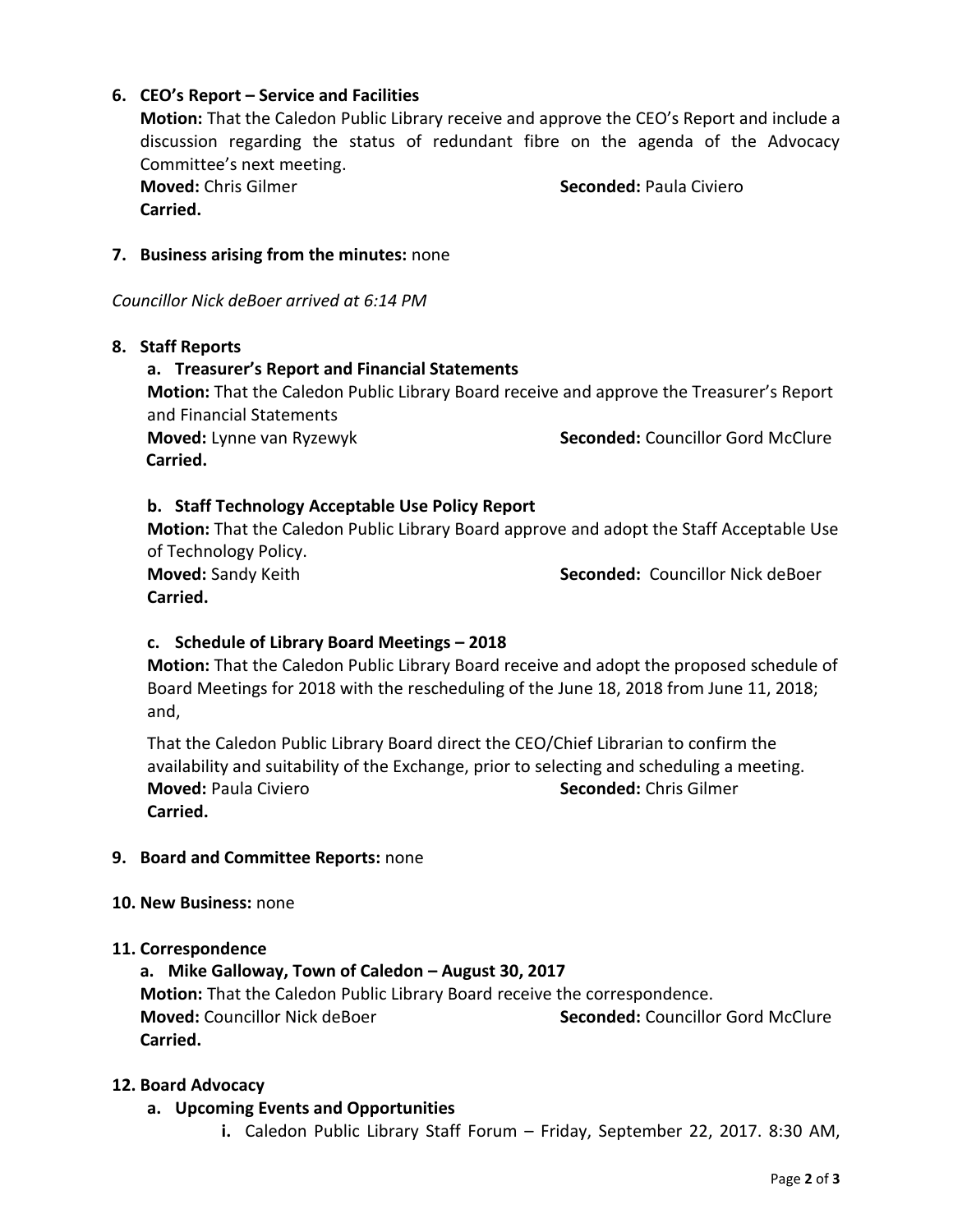6. **CEO's Report – Service and Facilities**

   **Motion:** That the Caledon Public Library receive and approve the CEO's Report and include a discussion regarding the status of redundant fibre on the agenda of the Advocacy Committee's next meeting.

   **Moved:** Chris Gilmer **Seconded:** Paula Civiero

   **Carried.**

7. **Business arising from the minutes:** none

*Councillor Nick deBoer arrived at 6:14 PM*

8. **Staff Reports**

   a. **Treasurer's Report and Financial Statements**

   **Motion:** That the Caledon Public Library Board receive and approve the Treasurer's Report and Financial Statements

   **Moved:** Lynne van Ryzewyk **Seconded:** Councillor Gord McClure

   **Carried.**

   b. **Staff Technology Acceptable Use Policy Report**

   **Motion:** That the Caledon Public Library Board approve and adopt the Staff Acceptable Use of Technology Policy.

   **Moved:** Sandy Keith **Seconded:** Councillor Nick deBoer

   **Carried.**

   c. **Schedule of Library Board Meetings – 2018**

   **Motion:** That the Caledon Public Library Board receive and adopt the proposed schedule of Board Meetings for 2018 with the rescheduling of the June 18, 2018 from June 11, 2018; and,

   That the Caledon Public Library Board direct the CEO/Chief Librarian to confirm the availability and suitability of the Exchange, prior to selecting and scheduling a meeting.

   **Moved:** Paula Civiero **Seconded:** Chris Gilmer

   **Carried.**

9. **Board and Committee Reports:** none

10. **New Business:** none

11. **Correspondence**

    a. **Mike Galloway, Town of Caledon – August 30, 2017**

    **Motion:** That the Caledon Public Library Board receive the correspondence.

    **Moved:** Councillor Nick deBoer **Seconded:** Councillor Gord McClure

    **Carried.**

12. **Board Advocacy**

    a. **Upcoming Events and Opportunities**

       i. Caledon Public Library Staff Forum – Friday, September 22, 2017. 8:30 AM,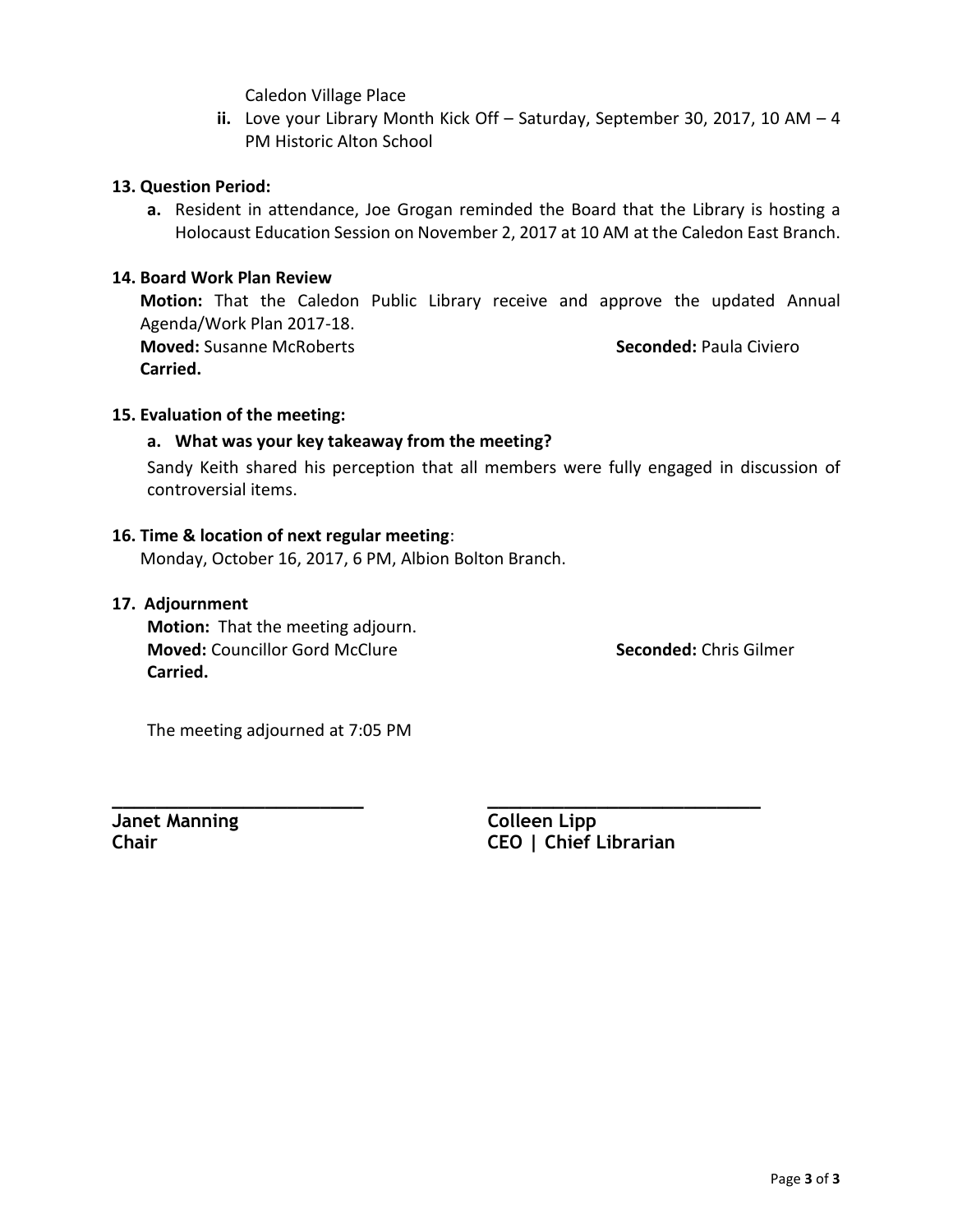Caledon Village Place

**ii.** Love your Library Month Kick Off – Saturday, September 30, 2017, 10 AM – 4 PM Historic Alton School

**13. Question Period:**

**a.** Resident in attendance, Joe Grogan reminded the Board that the Library is hosting a Holocaust Education Session on November 2, 2017 at 10 AM at the Caledon East Branch.

**14. Board Work Plan Review**

**Motion:** That the Caledon Public Library receive and approve the updated Annual Agenda/Work Plan 2017-18.

**Moved:** Susanne McRoberts **Seconded:** Paula Civiero

**Carried.**

**15. Evaluation of the meeting:**

**a. What was your key takeaway from the meeting?**

Sandy Keith shared his perception that all members were fully engaged in discussion of controversial items.

**16. Time & location of next regular meeting**:

Monday, October 16, 2017, 6 PM, Albion Bolton Branch.

**17. Adjournment**

**Motion:** That the meeting adjourn.

**Moved:** Councillor Gord McClure **Seconded:** Chris Gilmer

**Carried.**

The meeting adjourned at 7:05 PM

\_\_\_\_\_\_\_\_\_\_\_\_\_\_\_\_\_\_\_\_\_\_\_\_\_\_
**Janet Manning**
**Chair**

\_\_\_\_\_\_\_\_\_\_\_\_\_\_\_\_\_\_\_\_\_\_\_\_\_\_
**Colleen Lipp**
**CEO | Chief Librarian**